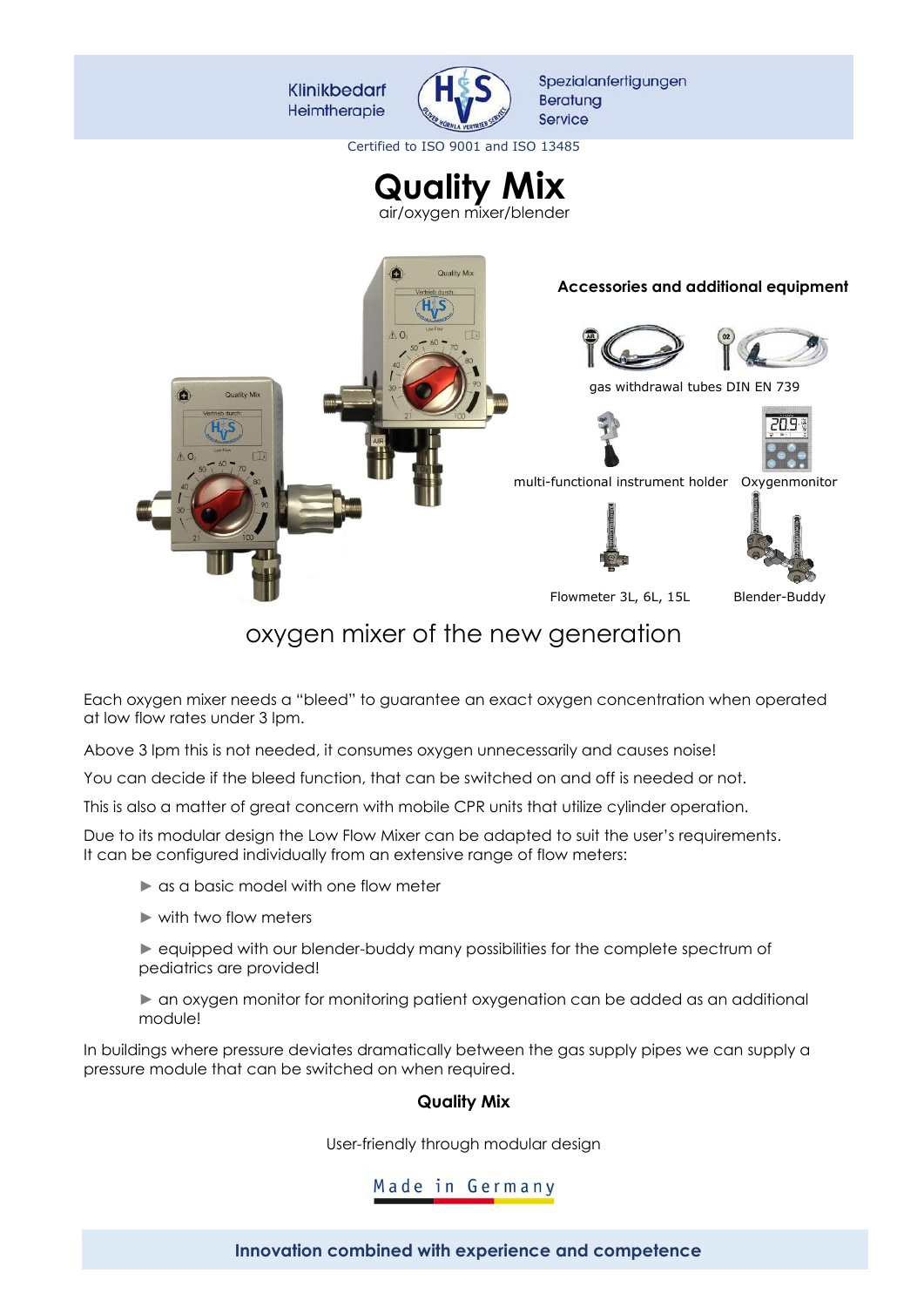Klinikbedarf
Heimtherapie

Spezialanfertigungen
Beratung
Service

Certified to ISO 9001 and ISO 13485

# Quality Mix

air/oxygen mixer/blender

**Accessories and additional equipment**

gas withdrawal tubes DIN EN 739

multi-functional instrument holder

Oxygenmonitor

Flowmeter 3L, 6L, 15L

Blender-Buddy

## oxygen mixer of the new generation

Each oxygen mixer needs a "bleed" to guarantee an exact oxygen concentration when operated at low flow rates under 3 lpm.

Above 3 lpm this is not needed, it consumes oxygen unnecessarily and causes noise!

You can decide if the bleed function, that can be switched on and off is needed or not.

This is also a matter of great concern with mobile CPR units that utilize cylinder operation.

Due to its modular design the Low Flow Mixer can be adapted to suit the user's requirements.
It can be configured individually from an extensive range of flow meters:

- ► as a basic model with one flow meter
- ► with two flow meters
- ► equipped with our blender-buddy many possibilities for the complete spectrum of pediatrics are provided!
- ► an oxygen monitor for monitoring patient oxygenation can be added as an additional module!

In buildings where pressure deviates dramatically between the gas supply pipes we can supply a pressure module that can be switched on when required.

**Quality Mix**

User-friendly through modular design

Made in Germany

**Innovation combined with experience and competence**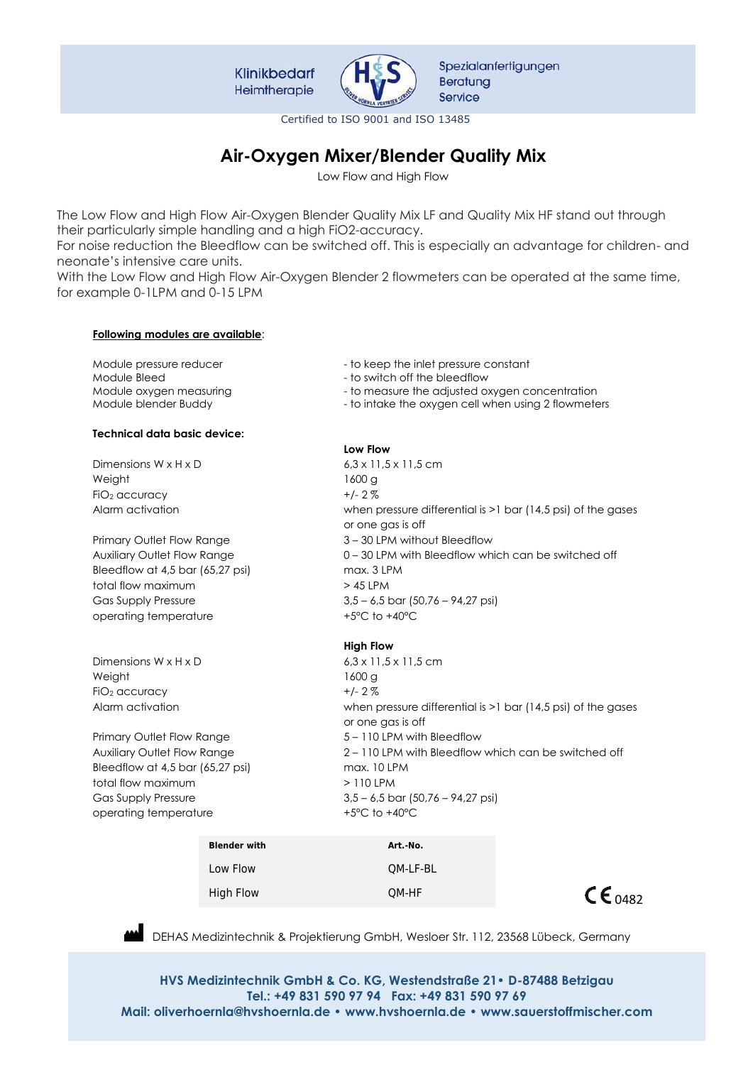Klinikbedarf
Heimtherapie

Spezialanfertigungen
Beratung
Service

Certified to ISO 9001 and ISO 13485

# Air-Oxygen Mixer/Blender Quality Mix

Low Flow and High Flow

The Low Flow and High Flow Air-Oxygen Blender Quality Mix LF and Quality Mix HF stand out through their particularly simple handling and a high FiO2-accuracy.
For noise reduction the Bleedflow can be switched off. This is especially an advantage for children- and neonate's intensive care units.
With the Low Flow and High Flow Air-Oxygen Blender 2 flowmeters can be operated at the same time, for example 0-1LPM and 0-15 LPM

**Following modules are available**:

| | |
|---|---|
| Module pressure reducer | - to keep the inlet pressure constant |
| Module Bleed | - to switch off the bleedflow |
| Module oxygen measuring | - to measure the adjusted oxygen concentration |
| Module blender Buddy | - to intake the oxygen cell when using 2 flowmeters |

**Technical data basic device:**

| | **Low Flow** |
|---|---|
| Dimensions W x H x D | 6,3 x 11,5 x 11,5 cm |
| Weight | 1600 g |
| $FiO_2$ accuracy | +/- 2 % |
| Alarm activation | when pressure differential is >1 bar (14,5 psi) of the gases or one gas is off |
| Primary Outlet Flow Range | 3 – 30 LPM without Bleedflow |
| Auxiliary Outlet Flow Range | 0 – 30 LPM with Bleedflow which can be switched off |
| Bleedflow at 4,5 bar (65,27 psi) | max. 3 LPM |
| total flow maximum | > 45 LPM |
| Gas Supply Pressure | 3,5 – 6,5 bar (50,76 – 94,27 psi) |
| operating temperature | +5°C to +40°C |

| | **High Flow** |
|---|---|
| Dimensions W x H x D | 6,3 x 11,5 x 11,5 cm |
| Weight | 1600 g |
| $FiO_2$ accuracy | +/- 2 % |
| Alarm activation | when pressure differential is >1 bar (14,5 psi) of the gases or one gas is off |
| Primary Outlet Flow Range | 5 – 110 LPM with Bleedflow |
| Auxiliary Outlet Flow Range | 2 – 110 LPM with Bleedflow which can be switched off |
| Bleedflow at 4,5 bar (65,27 psi) | max. 10 LPM |
| total flow maximum | > 110 LPM |
| Gas Supply Pressure | 3,5 – 6,5 bar (50,76 – 94,27 psi) |
| operating temperature | +5°C to +40°C |

| Blender with | Art.-No. |
|---|---|
| Low Flow | QM-LF-BL |
| High Flow | QM-HF |

CE 0482

DEHAS Medizintechnik & Projektierung GmbH, Wesloer Str. 112, 23568 Lübeck, Germany

**HVS Medizintechnik GmbH & Co. KG, Westendstraße 21• D-87488 Betzigau**
**Tel.: +49 831 590 97 94 Fax: +49 831 590 97 69**
**Mail: oliverhoernla@hvshoernla.de • www.hvshoernla.de • www.sauerstoffmischer.com**